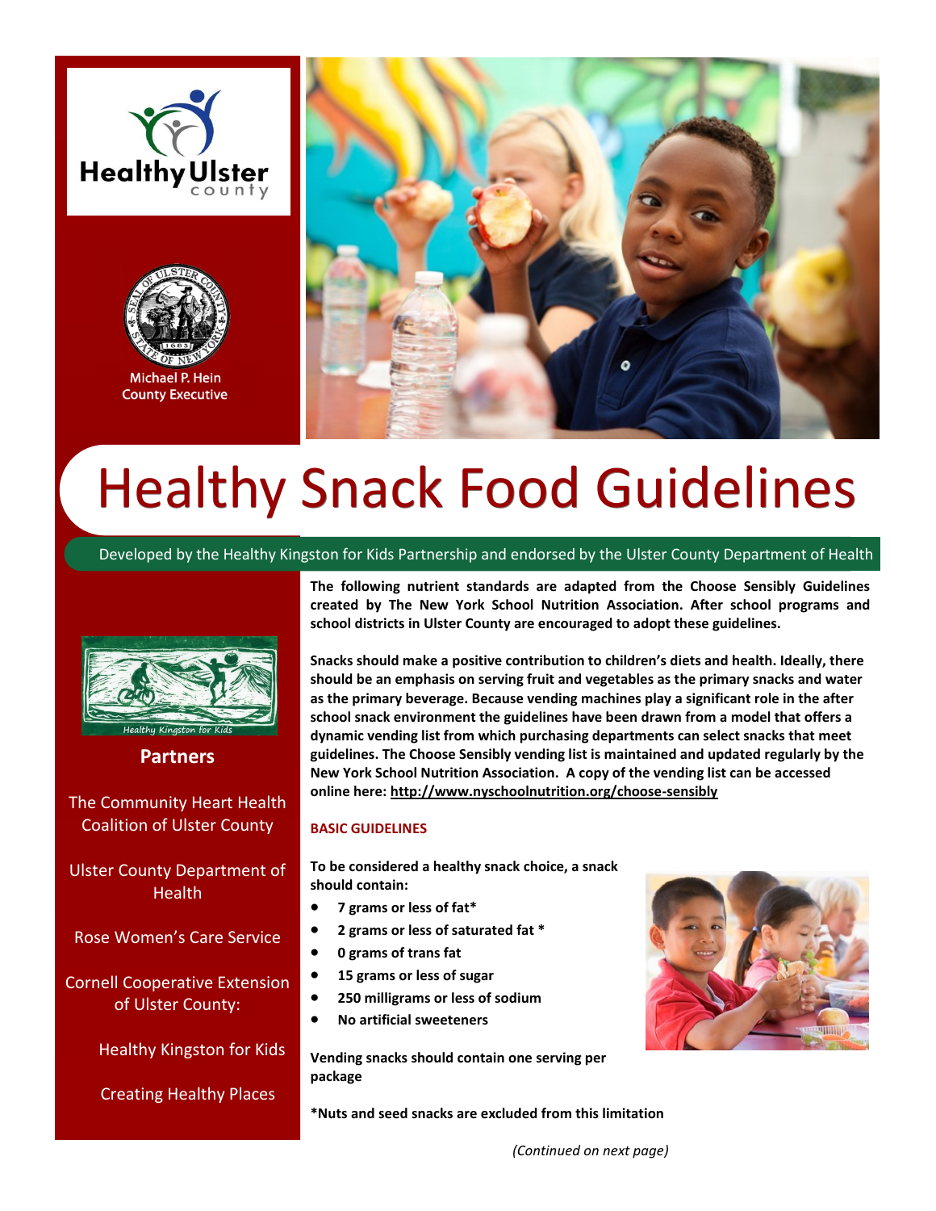Healthy Ulster county

Michael P. Hein
County Executive

# Healthy Snack Food Guidelines

Developed by the Healthy Kingston for Kids Partnership and endorsed by the Ulster County Department of Health

Healthy Kingston for Kids

**Partners**

The Community Heart Health Coalition of Ulster County

Ulster County Department of Health

Rose Women's Care Service

Cornell Cooperative Extension of Ulster County:

Healthy Kingston for Kids

Creating Healthy Places

**The following nutrient standards are adapted from the Choose Sensibly Guidelines created by The New York School Nutrition Association. After school programs and school districts in Ulster County are encouraged to adopt these guidelines.**

**Snacks should make a positive contribution to children's diets and health. Ideally, there should be an emphasis on serving fruit and vegetables as the primary snacks and water as the primary beverage. Because vending machines play a significant role in the after school snack environment the guidelines have been drawn from a model that offers a dynamic vending list from which purchasing departments can select snacks that meet guidelines. The Choose Sensibly vending list is maintained and updated regularly by the New York School Nutrition Association. A copy of the vending list can be accessed online here: http://www.nyschoolnutrition.org/choose-sensibly**

## BASIC GUIDELINES

**To be considered a healthy snack choice, a snack should contain:**

- **7 grams or less of fat***
- **2 grams or less of saturated fat ***
- **0 grams of trans fat**
- **15 grams or less of sugar**
- **250 milligrams or less of sodium**
- **No artificial sweeteners**

**Vending snacks should contain one serving per package**

***Nuts and seed snacks are excluded from this limitation**

*(Continued on next page)*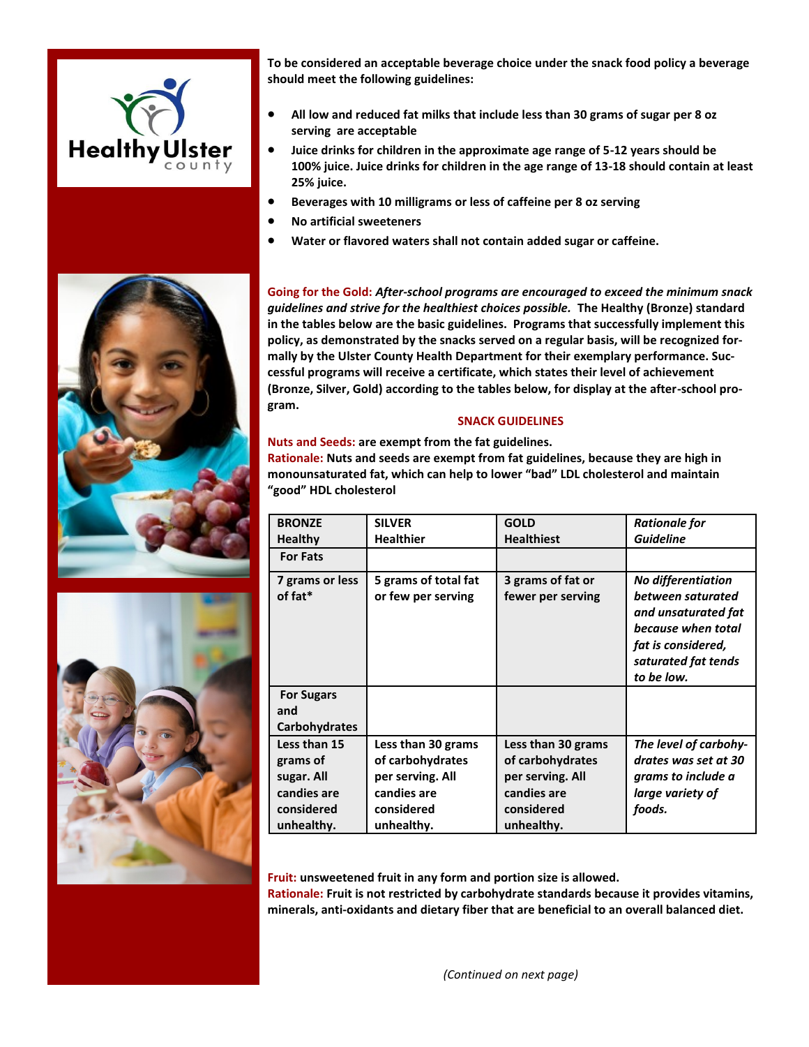**To be considered an acceptable beverage choice under the snack food policy a beverage should meet the following guidelines:**

- **All low and reduced fat milks that include less than 30 grams of sugar per 8 oz serving are acceptable**
- **Juice drinks for children in the approximate age range of 5-12 years should be 100% juice. Juice drinks for children in the age range of 13-18 should contain at least 25% juice.**
- **Beverages with 10 milligrams or less of caffeine per 8 oz serving**
- **No artificial sweeteners**
- **Water or flavored waters shall not contain added sugar or caffeine.**

**Going for the Gold:** ***After-school programs are encouraged to exceed the minimum snack guidelines and strive for the healthiest choices possible.*** **The Healthy (Bronze) standard in the tables below are the basic guidelines. Programs that successfully implement this policy, as demonstrated by the snacks served on a regular basis, will be recognized formally by the Ulster County Health Department for their exemplary performance. Successful programs will receive a certificate, which states their level of achievement (Bronze, Silver, Gold) according to the tables below, for display at the after-school program.**

## SNACK GUIDELINES

**Nuts and Seeds: are exempt from the fat guidelines.**
**Rationale: Nuts and seeds are exempt from fat guidelines, because they are high in monounsaturated fat, which can help to lower "bad" LDL cholesterol and maintain "good" HDL cholesterol**

| BRONZE Healthy | SILVER Healthier | GOLD Healthiest | *Rationale for Guideline* |
|---|---|---|---|
| **For Fats** | | | |
| 7 grams or less of fat* | 5 grams of total fat or few per serving | 3 grams of fat or fewer per serving | *No differentiation between saturated and unsaturated fat because when total fat is considered, saturated fat tends to be low.* |
| **For Sugars and Carbohydrates** | | | |
| Less than 15 grams of sugar. All candies are considered unhealthy. | Less than 30 grams of carbohydrates per serving. All candies are considered unhealthy. | Less than 30 grams of carbohydrates per serving. All candies are considered unhealthy. | *The level of carbohydrates was set at 30 grams to include a large variety of foods.* |

**Fruit: unsweetened fruit in any form and portion size is allowed.**
**Rationale: Fruit is not restricted by carbohydrate standards because it provides vitamins, minerals, anti-oxidants and dietary fiber that are beneficial to an overall balanced diet.**

*(Continued on next page)*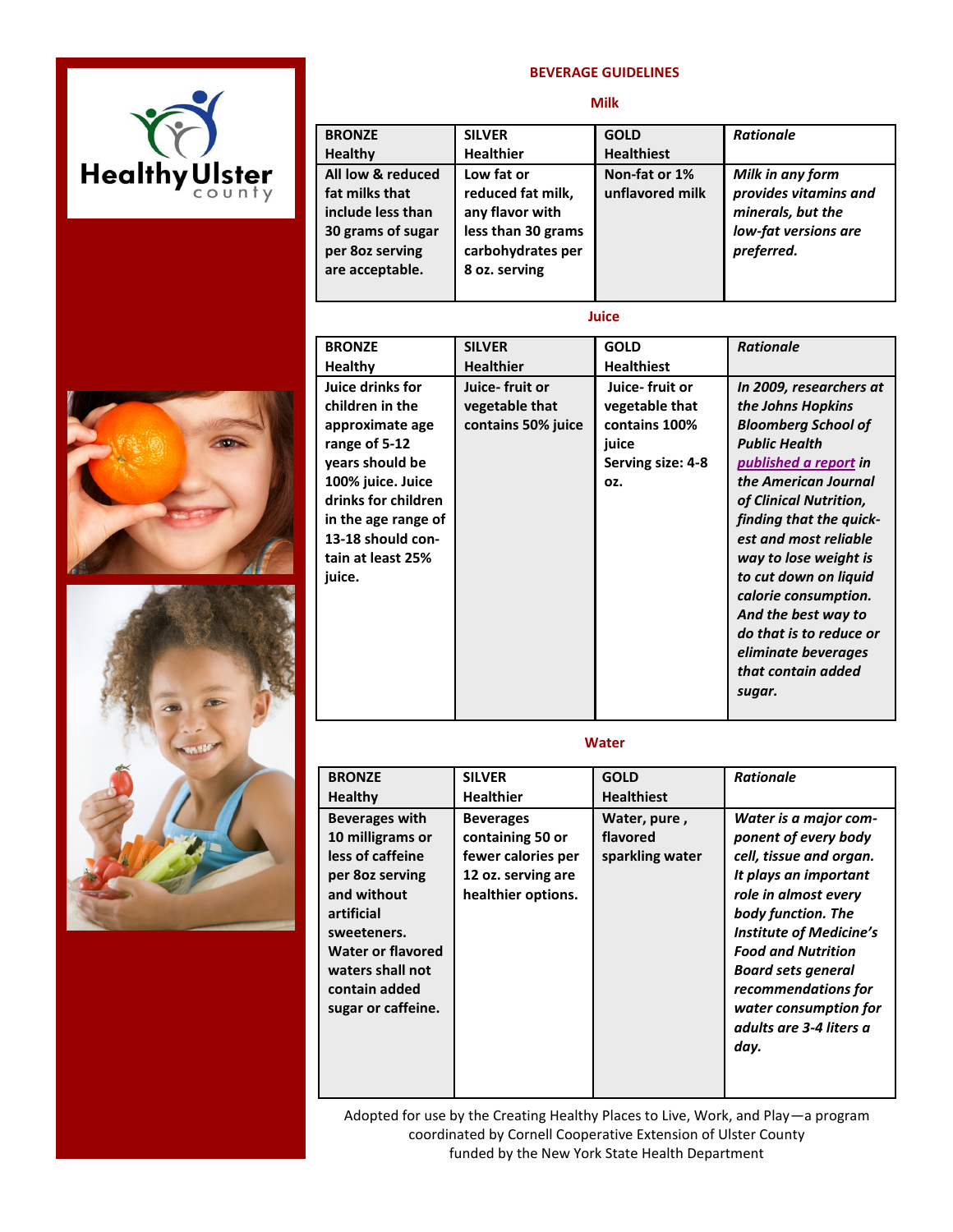## BEVERAGE GUIDELINES

### Milk

| BRONZE Healthy | SILVER Healthier | GOLD Healthiest | *Rationale* |
|---|---|---|---|
| All low & reduced fat milks that include less than 30 grams of sugar per 8oz serving are acceptable. | Low fat or reduced fat milk, any flavor with less than 30 grams carbohydrates per 8 oz. serving | Non-fat or 1% unflavored milk | *Milk in any form provides vitamins and minerals, but the low-fat versions are preferred.* |

### Juice

| BRONZE Healthy | SILVER Healthier | GOLD Healthiest | *Rationale* |
|---|---|---|---|
| Juice drinks for children in the approximate age range of 5-12 years should be 100% juice. Juice drinks for children in the age range of 13-18 should contain at least 25% juice. | Juice- fruit or vegetable that contains 50% juice | Juice- fruit or vegetable that contains 100% juice Serving size: 4-8 oz. | *In 2009, researchers at the Johns Hopkins Bloomberg School of Public Health published a report in the American Journal of Clinical Nutrition, finding that the quickest and most reliable way to lose weight is to cut down on liquid calorie consumption. And the best way to do that is to reduce or eliminate beverages that contain added sugar.* |

### Water

| BRONZE Healthy | SILVER Healthier | GOLD Healthiest | *Rationale* |
|---|---|---|---|
| Beverages with 10 milligrams or less of caffeine per 8oz serving and without artificial sweeteners. Water or flavored waters shall not contain added sugar or caffeine. | Beverages containing 50 or fewer calories per 12 oz. serving are healthier options. | Water, pure , flavored sparkling water | *Water is a major component of every body cell, tissue and organ. It plays an important role in almost every body function. The Institute of Medicine's Food and Nutrition Board sets general recommendations for water consumption for adults are 3-4 liters a day.* |

Adopted for use by the Creating Healthy Places to Live, Work, and Play—a program coordinated by Cornell Cooperative Extension of Ulster County funded by the New York State Health Department